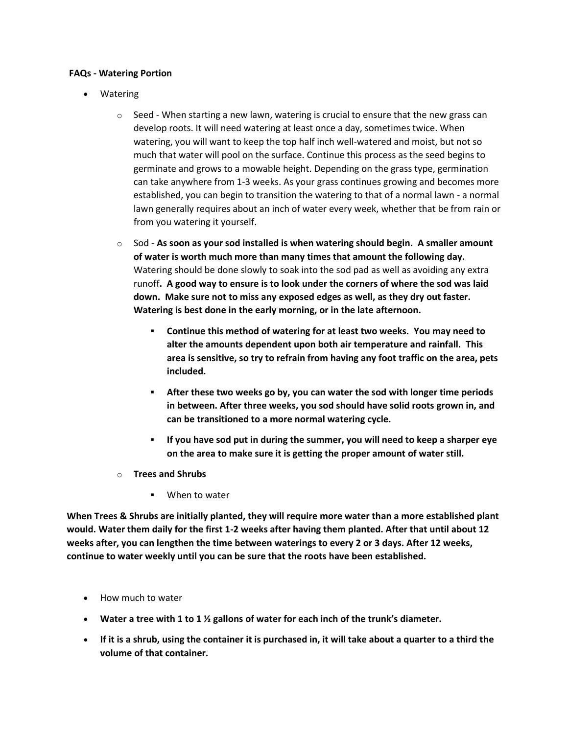**FAQs - Watering Portion**

- Watering
  - Seed - When starting a new lawn, watering is crucial to ensure that the new grass can develop roots. It will need watering at least once a day, sometimes twice. When watering, you will want to keep the top half inch well-watered and moist, but not so much that water will pool on the surface. Continue this process as the seed begins to germinate and grows to a mowable height. Depending on the grass type, germination can take anywhere from 1-3 weeks. As your grass continues growing and becomes more established, you can begin to transition the watering to that of a normal lawn - a normal lawn generally requires about an inch of water every week, whether that be from rain or from you watering it yourself.
  - Sod - **As soon as your sod installed is when watering should begin. A smaller amount of water is worth much more than many times that amount the following day.** Watering should be done slowly to soak into the sod pad as well as avoiding any extra runoff**. A good way to ensure is to look under the corners of where the sod was laid down. Make sure not to miss any exposed edges as well, as they dry out faster. Watering is best done in the early morning, or in the late afternoon.**
    - **Continue this method of watering for at least two weeks. You may need to alter the amounts dependent upon both air temperature and rainfall. This area is sensitive, so try to refrain from having any foot traffic on the area, pets included.**
    - **After these two weeks go by, you can water the sod with longer time periods in between. After three weeks, you sod should have solid roots grown in, and can be transitioned to a more normal watering cycle.**
    - **If you have sod put in during the summer, you will need to keep a sharper eye on the area to make sure it is getting the proper amount of water still.**
  - **Trees and Shrubs**
    - When to water

**When Trees & Shrubs are initially planted, they will require more water than a more established plant would. Water them daily for the first 1-2 weeks after having them planted. After that until about 12 weeks after, you can lengthen the time between waterings to every 2 or 3 days. After 12 weeks, continue to water weekly until you can be sure that the roots have been established.**

- How much to water
- **Water a tree with 1 to 1 ½ gallons of water for each inch of the trunk's diameter.**
- **If it is a shrub, using the container it is purchased in, it will take about a quarter to a third the volume of that container.**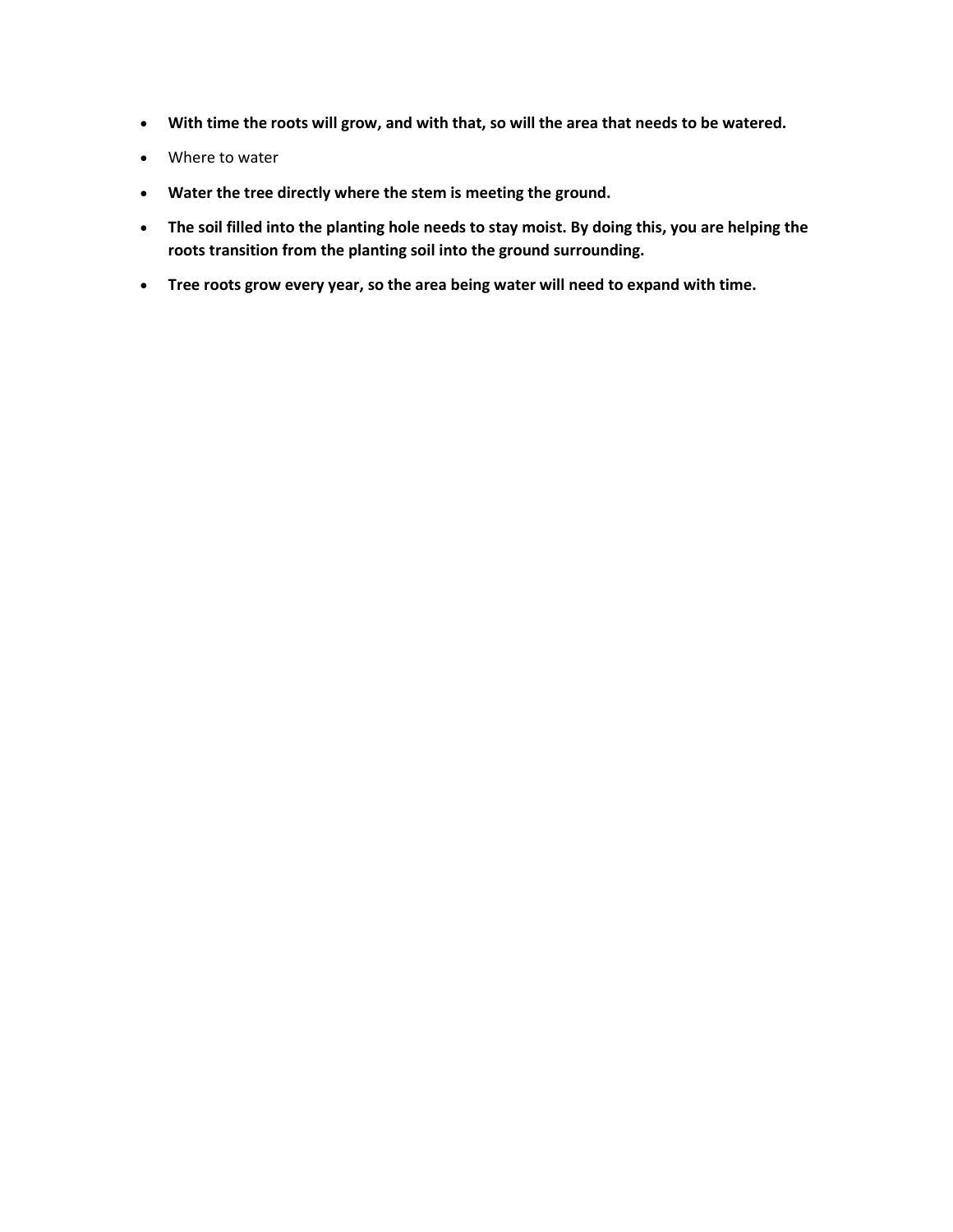- **With time the roots will grow, and with that, so will the area that needs to be watered.**
- Where to water
- **Water the tree directly where the stem is meeting the ground.**
- **The soil filled into the planting hole needs to stay moist. By doing this, you are helping the roots transition from the planting soil into the ground surrounding.**
- **Tree roots grow every year, so the area being water will need to expand with time.**